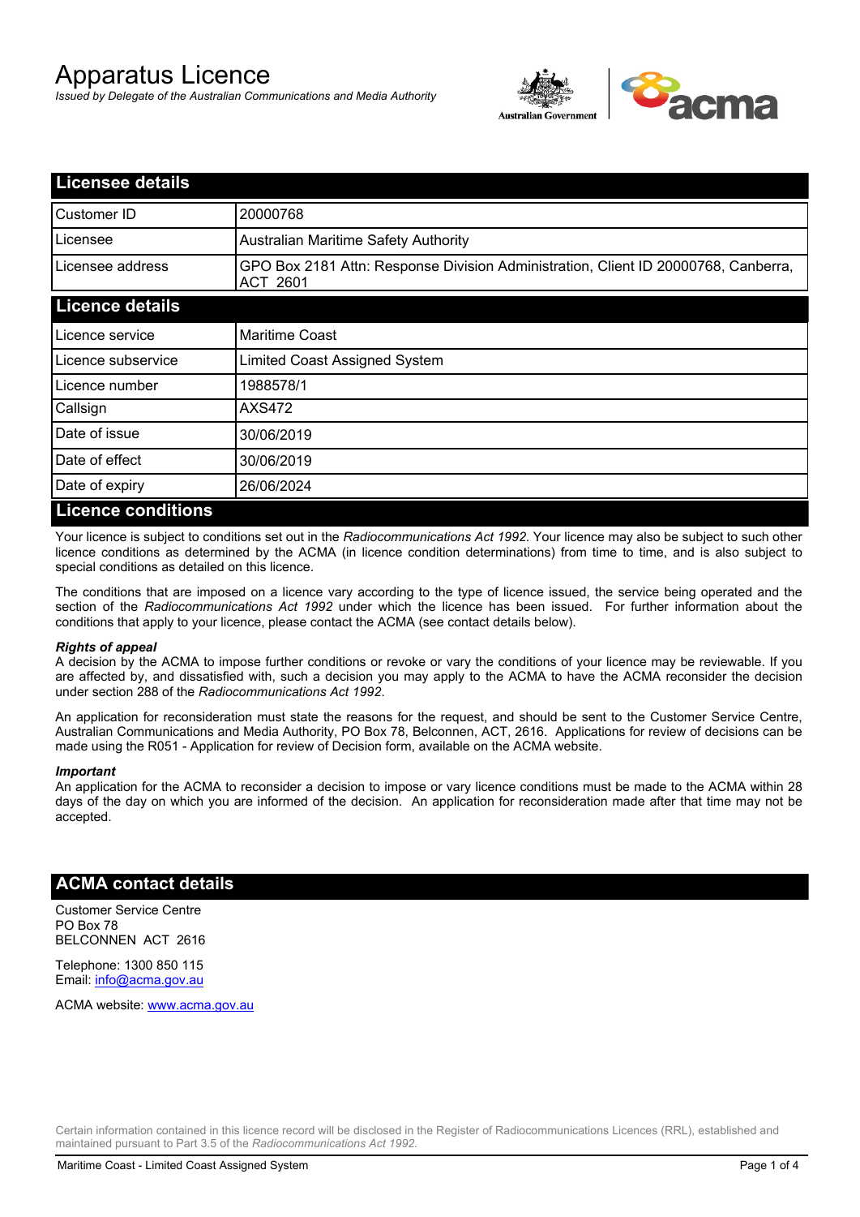# Apparatus Licence

*Issued by Delegate of the Australian Communications and Media Authority*

## Licensee details

| | |
|---|---|
| Customer ID | 20000768 |
| Licensee | Australian Maritime Safety Authority |
| Licensee address | GPO Box 2181 Attn: Response Division Administration, Client ID 20000768, Canberra, ACT 2601 |

## Licence details

| | |
|---|---|
| Licence service | Maritime Coast |
| Licence subservice | Limited Coast Assigned System |
| Licence number | 1988578/1 |
| Callsign | AXS472 |
| Date of issue | 30/06/2019 |
| Date of effect | 30/06/2019 |
| Date of expiry | 26/06/2024 |

## Licence conditions

Your licence is subject to conditions set out in the *Radiocommunications Act 1992*. Your licence may also be subject to such other licence conditions as determined by the ACMA (in licence condition determinations) from time to time, and is also subject to special conditions as detailed on this licence.

The conditions that are imposed on a licence vary according to the type of licence issued, the service being operated and the section of the *Radiocommunications Act 1992* under which the licence has been issued. For further information about the conditions that apply to your licence, please contact the ACMA (see contact details below).

***Rights of appeal***

A decision by the ACMA to impose further conditions or revoke or vary the conditions of your licence may be reviewable. If you are affected by, and dissatisfied with, such a decision you may apply to the ACMA to have the ACMA reconsider the decision under section 288 of the *Radiocommunications Act 1992*.

An application for reconsideration must state the reasons for the request, and should be sent to the Customer Service Centre, Australian Communications and Media Authority, PO Box 78, Belconnen, ACT, 2616. Applications for review of decisions can be made using the R051 - Application for review of Decision form, available on the ACMA website.

***Important***

An application for the ACMA to reconsider a decision to impose or vary licence conditions must be made to the ACMA within 28 days of the day on which you are informed of the decision. An application for reconsideration made after that time may not be accepted.

## ACMA contact details

Customer Service Centre
PO Box 78
BELCONNEN ACT 2616

Telephone: 1300 850 115
Email: info@acma.gov.au

ACMA website: www.acma.gov.au

Certain information contained in this licence record will be disclosed in the Register of Radiocommunications Licences (RRL), established and maintained pursuant to Part 3.5 of the *Radiocommunications Act 1992.*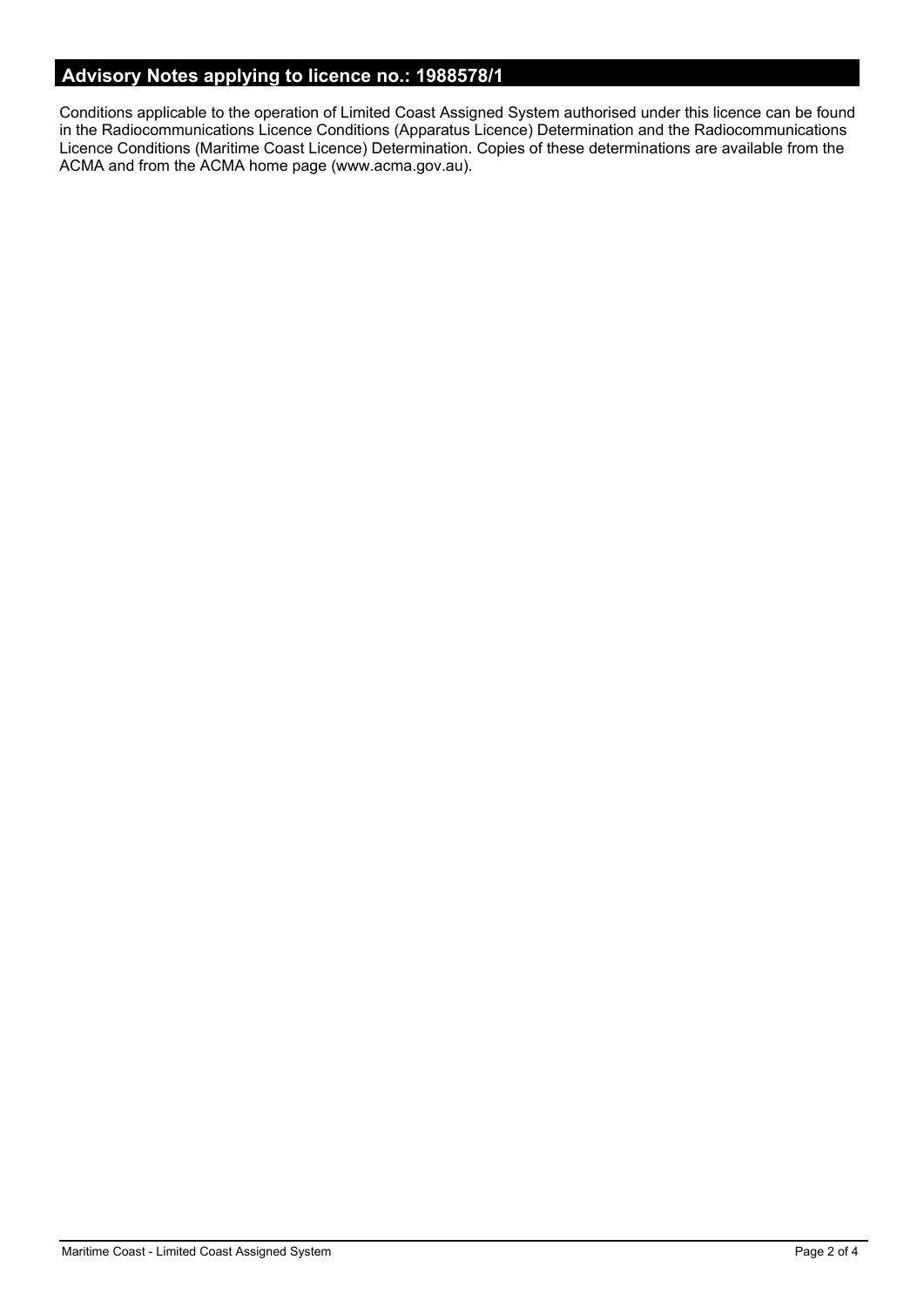## Advisory Notes applying to licence no.: 1988578/1

Conditions applicable to the operation of Limited Coast Assigned System authorised under this licence can be found in the Radiocommunications Licence Conditions (Apparatus Licence) Determination and the Radiocommunications Licence Conditions (Maritime Coast Licence) Determination. Copies of these determinations are available from the ACMA and from the ACMA home page (www.acma.gov.au).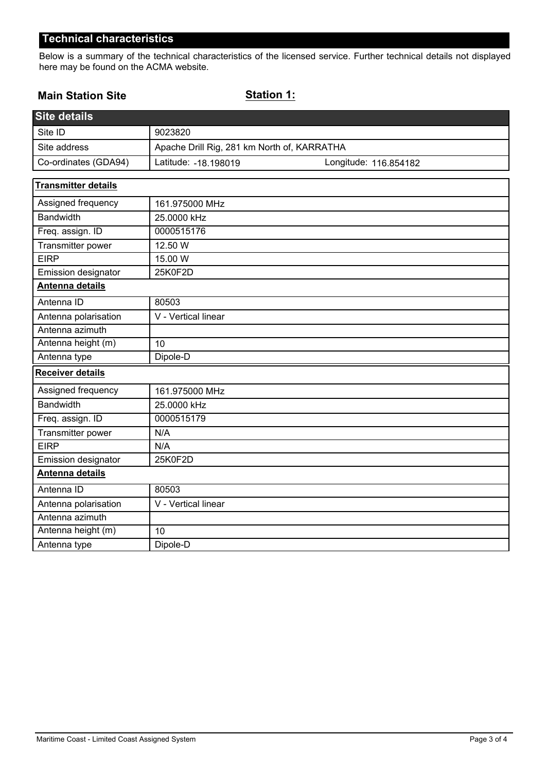## Technical characteristics

Below is a summary of the technical characteristics of the licensed service. Further technical details not displayed here may be found on the ACMA website.

**Main Station Site** **Station 1:**

| Site details | |
|---|---|
| Site ID | 9023820 |
| Site address | Apache Drill Rig, 281 km North of, KARRATHA |
| Co-ordinates (GDA94) | Latitude: -18.198019 Longitude: 116.854182 |

| Transmitter details | |
|---|---|
| Assigned frequency | 161.975000 MHz |
| Bandwidth | 25.0000 kHz |
| Freq. assign. ID | 0000515176 |
| Transmitter power | 12.50 W |
| EIRP | 15.00 W |
| Emission designator | 25K0F2D |
| **Antenna details** | |
| Antenna ID | 80503 |
| Antenna polarisation | V - Vertical linear |
| Antenna azimuth | |
| Antenna height (m) | 10 |
| Antenna type | Dipole-D |

| Receiver details | |
|---|---|
| Assigned frequency | 161.975000 MHz |
| Bandwidth | 25.0000 kHz |
| Freq. assign. ID | 0000515179 |
| Transmitter power | N/A |
| EIRP | N/A |
| Emission designator | 25K0F2D |
| **Antenna details** | |
| Antenna ID | 80503 |
| Antenna polarisation | V - Vertical linear |
| Antenna azimuth | |
| Antenna height (m) | 10 |
| Antenna type | Dipole-D |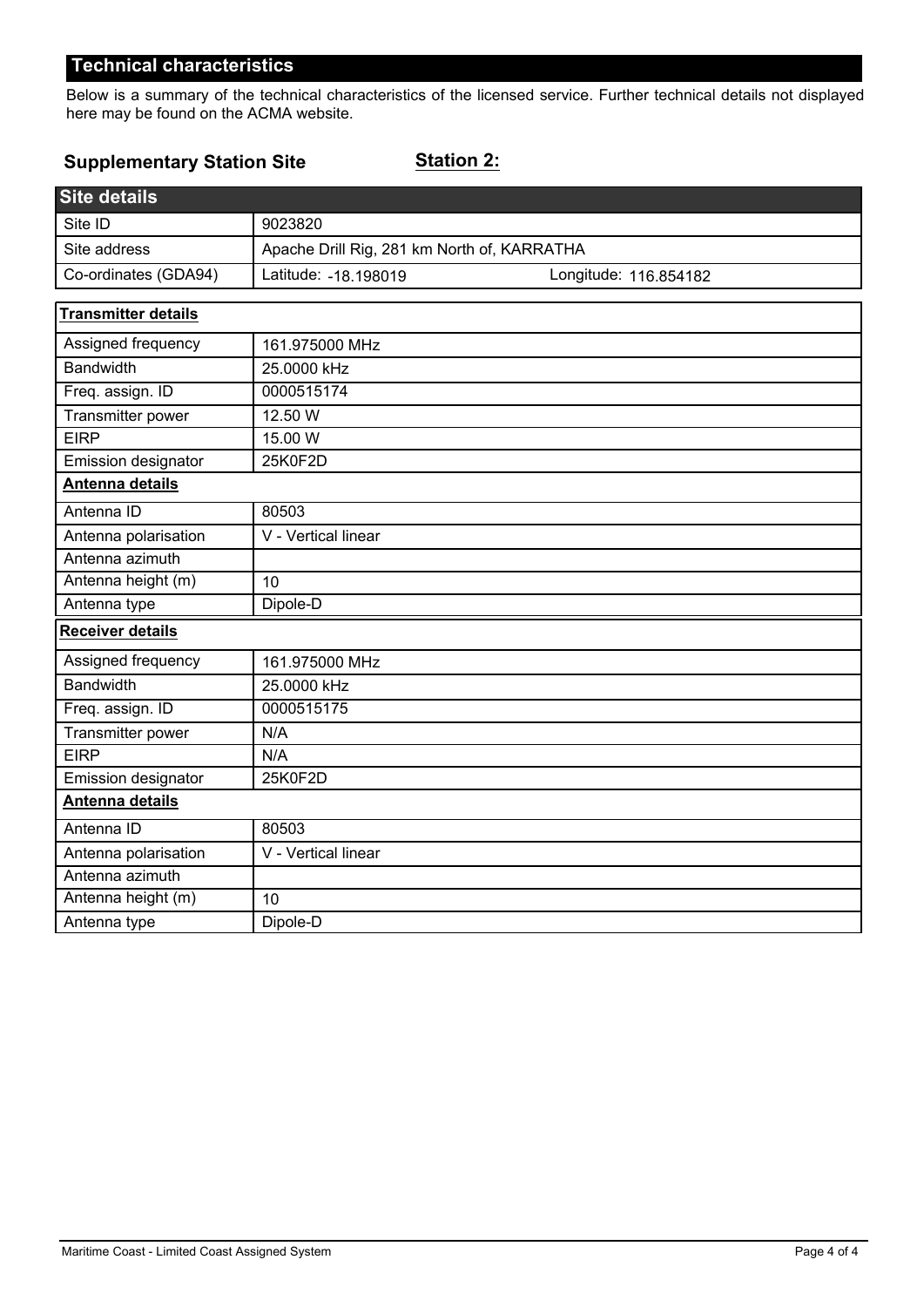## Technical characteristics

Below is a summary of the technical characteristics of the licensed service. Further technical details not displayed here may be found on the ACMA website.

**Supplementary Station Site** **Station 2:**

| Site details | | |
|---|---|---|
| Site ID | 9023820 | |
| Site address | Apache Drill Rig, 281 km North of, KARRATHA | |
| Co-ordinates (GDA94) | Latitude: -18.198019 | Longitude: 116.854182 |

| Transmitter details | |
|---|---|
| Assigned frequency | 161.975000 MHz |
| Bandwidth | 25.0000 kHz |
| Freq. assign. ID | 0000515174 |
| Transmitter power | 12.50 W |
| EIRP | 15.00 W |
| Emission designator | 25K0F2D |
| **Antenna details** | |
| Antenna ID | 80503 |
| Antenna polarisation | V - Vertical linear |
| Antenna azimuth | |
| Antenna height (m) | 10 |
| Antenna type | Dipole-D |

| Receiver details | |
|---|---|
| Assigned frequency | 161.975000 MHz |
| Bandwidth | 25.0000 kHz |
| Freq. assign. ID | 0000515175 |
| Transmitter power | N/A |
| EIRP | N/A |
| Emission designator | 25K0F2D |
| **Antenna details** | |
| Antenna ID | 80503 |
| Antenna polarisation | V - Vertical linear |
| Antenna azimuth | |
| Antenna height (m) | 10 |
| Antenna type | Dipole-D |